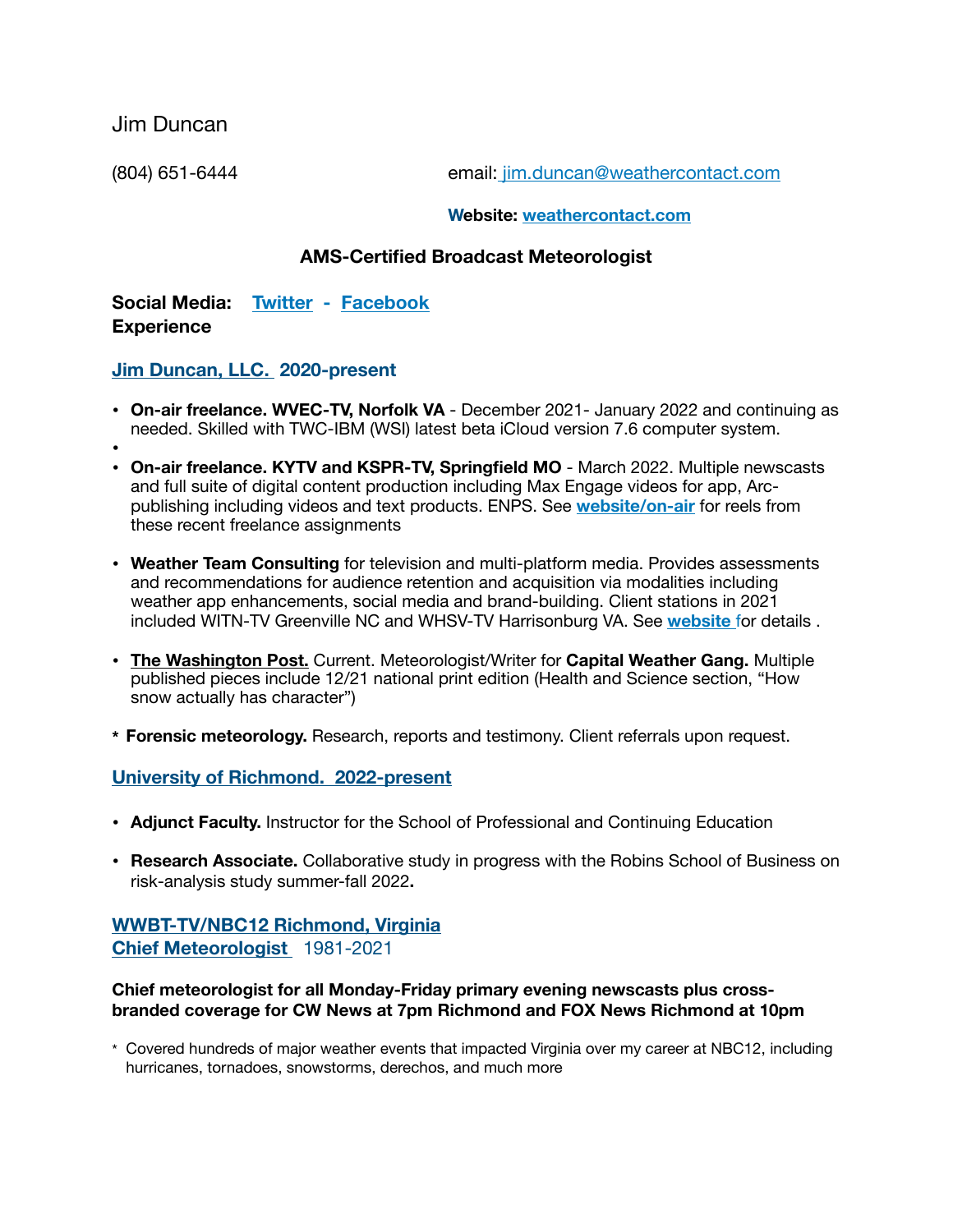# Jim Duncan

(804) 651-6444

email: jim.duncan@weathercontact.com

**Website: weathercontact.com**

**AMS-Certified Broadcast Meteorologist**

**Social Media: Twitter - Facebook**

## Experience

### Jim Duncan, LLC. 2020-present

- **On-air freelance. WVEC-TV, Norfolk VA** - December 2021- January 2022 and continuing as needed. Skilled with TWC-IBM (WSI) latest beta iCloud version 7.6 computer system.
- 
- **On-air freelance. KYTV and KSPR-TV, Springfield MO** - March 2022. Multiple newscasts and full suite of digital content production including Max Engage videos for app, Arc-publishing including videos and text products. ENPS. See **website/on-air** for reels from these recent freelance assignments

- **Weather Team Consulting** for television and multi-platform media. Provides assessments and recommendations for audience retention and acquisition via modalities including weather app enhancements, social media and brand-building. Client stations in 2021 included WITN-TV Greenville NC and WHSV-TV Harrisonburg VA. See **website** for details .

- **The Washington Post.** Current. Meteorologist/Writer for **Capital Weather Gang.** Multiple published pieces include 12/21 national print edition (Health and Science section, "How snow actually has character")

* **Forensic meteorology.** Research, reports and testimony. Client referrals upon request.

### University of Richmond. 2022-present

- **Adjunct Faculty.** Instructor for the School of Professional and Continuing Education

- **Research Associate.** Collaborative study in progress with the Robins School of Business on risk-analysis study summer-fall 2022**.**

### WWBT-TV/NBC12 Richmond, Virginia
### Chief Meteorologist 1981-2021

**Chief meteorologist for all Monday-Friday primary evening newscasts plus cross-branded coverage for CW News at 7pm Richmond and FOX News Richmond at 10pm**

* Covered hundreds of major weather events that impacted Virginia over my career at NBC12, including hurricanes, tornadoes, snowstorms, derechos, and much more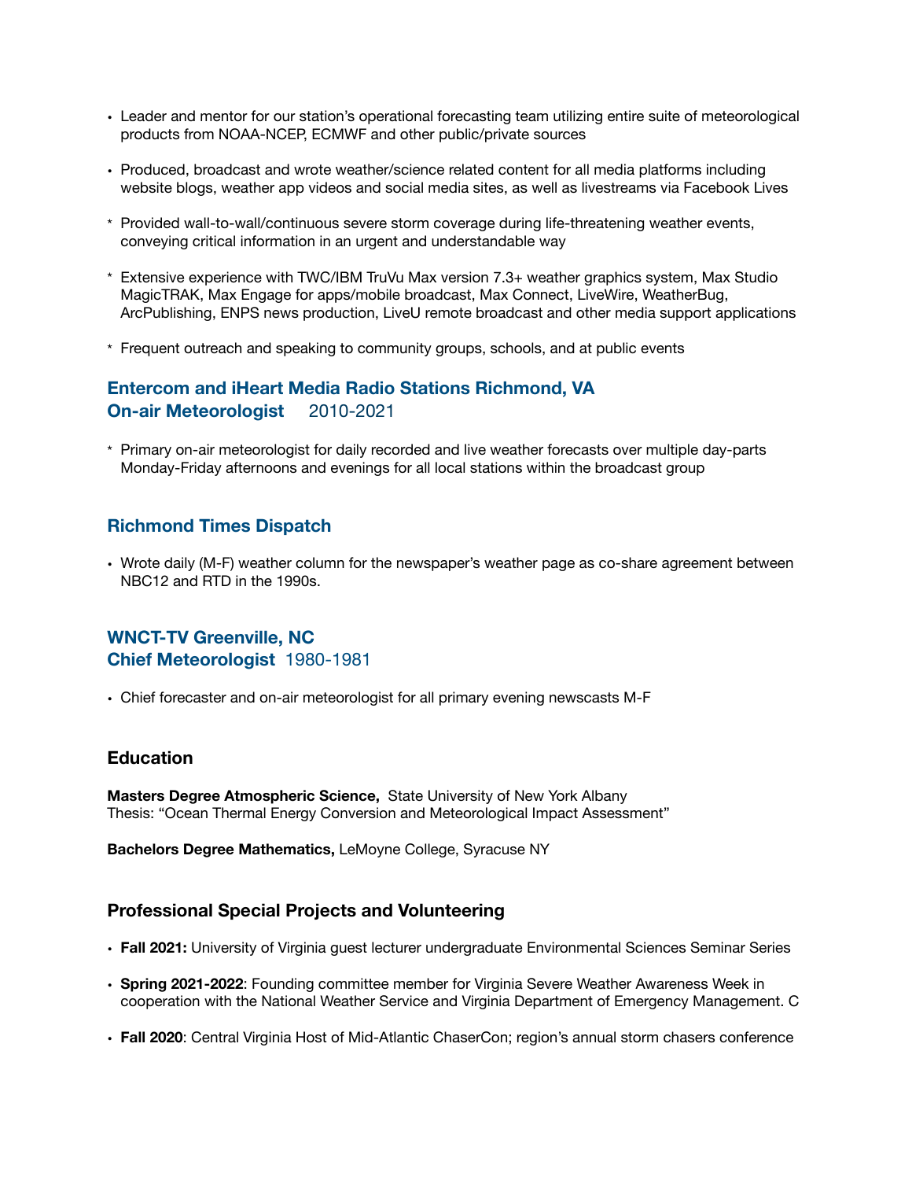- Leader and mentor for our station's operational forecasting team utilizing entire suite of meteorological products from NOAA-NCEP, ECMWF and other public/private sources

- Produced, broadcast and wrote weather/science related content for all media platforms including website blogs, weather app videos and social media sites, as well as livestreams via Facebook Lives

- Provided wall-to-wall/continuous severe storm coverage during life-threatening weather events, conveying critical information in an urgent and understandable way

- Extensive experience with TWC/IBM TruVu Max version 7.3+ weather graphics system, Max Studio MagicTRAK, Max Engage for apps/mobile broadcast, Max Connect, LiveWire, WeatherBug, ArcPublishing, ENPS news production, LiveU remote broadcast and other media support applications

- Frequent outreach and speaking to community groups, schools, and at public events

### Entercom and iHeart Media Radio Stations Richmond, VA
**On-air Meteorologist** 2010-2021

- Primary on-air meteorologist for daily recorded and live weather forecasts over multiple day-parts Monday-Friday afternoons and evenings for all local stations within the broadcast group

### Richmond Times Dispatch

- Wrote daily (M-F) weather column for the newspaper's weather page as co-share agreement between NBC12 and RTD in the 1990s.

### WNCT-TV Greenville, NC
**Chief Meteorologist** 1980-1981

- Chief forecaster and on-air meteorologist for all primary evening newscasts M-F

## Education

**Masters Degree Atmospheric Science,** State University of New York Albany
Thesis: "Ocean Thermal Energy Conversion and Meteorological Impact Assessment"

**Bachelors Degree Mathematics,** LeMoyne College, Syracuse NY

## Professional Special Projects and Volunteering

- **Fall 2021:** University of Virginia guest lecturer undergraduate Environmental Sciences Seminar Series

- **Spring 2021-2022**: Founding committee member for Virginia Severe Weather Awareness Week in cooperation with the National Weather Service and Virginia Department of Emergency Management. C

- **Fall 2020**: Central Virginia Host of Mid-Atlantic ChaserCon; region's annual storm chasers conference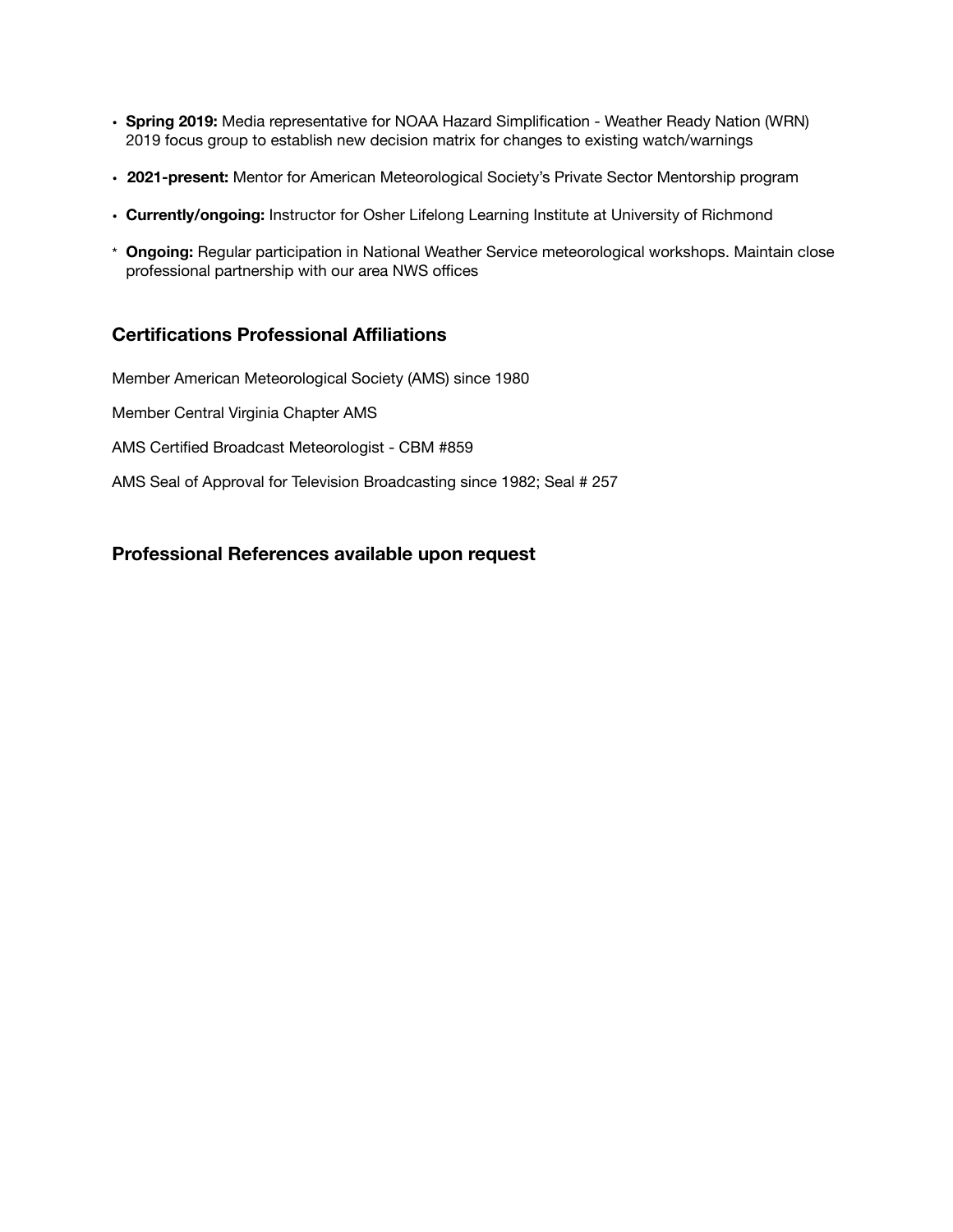- **Spring 2019:** Media representative for NOAA Hazard Simplification - Weather Ready Nation (WRN) 2019 focus group to establish new decision matrix for changes to existing watch/warnings
- **2021-present:** Mentor for American Meteorological Society's Private Sector Mentorship program
- **Currently/ongoing:** Instructor for Osher Lifelong Learning Institute at University of Richmond
- **Ongoing:** Regular participation in National Weather Service meteorological workshops. Maintain close professional partnership with our area NWS offices

### Certifications Professional Affiliations

Member American Meteorological Society (AMS) since 1980

Member Central Virginia Chapter AMS

AMS Certified Broadcast Meteorologist - CBM #859

AMS Seal of Approval for Television Broadcasting since 1982; Seal # 257

### Professional References available upon request